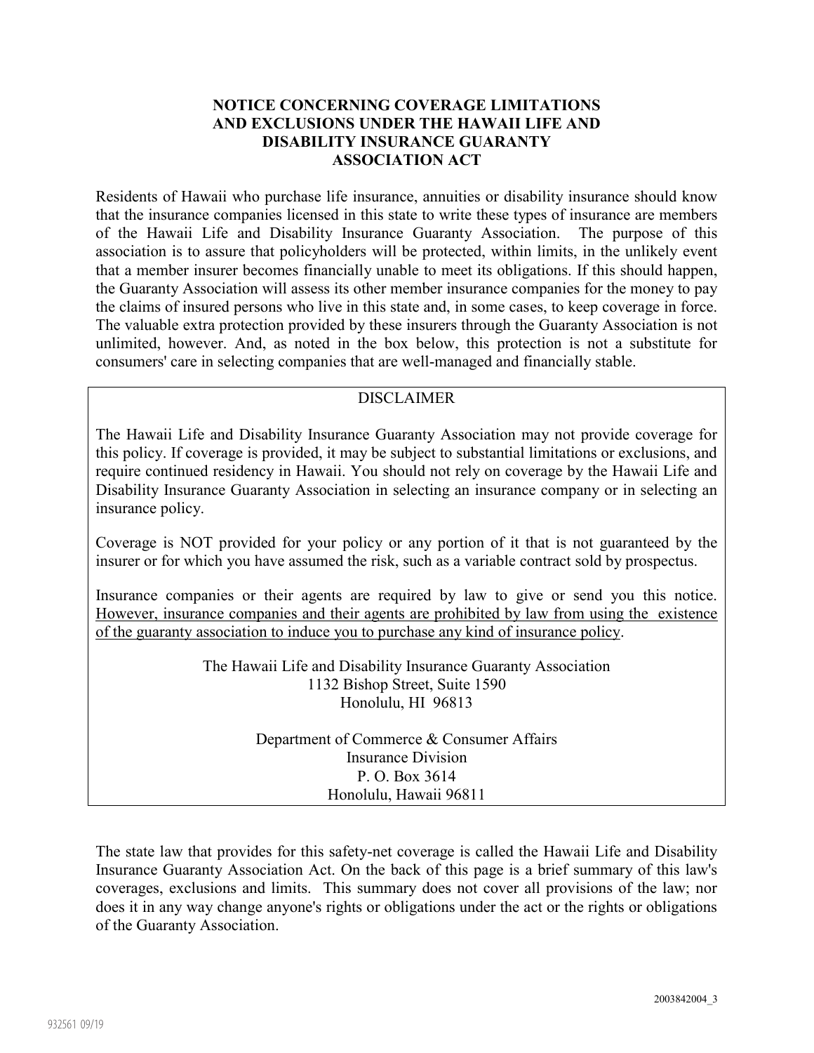# NOTICE CONCERNING COVERAGE LIMITATIONS AND EXCLUSIONS UNDER THE HAWAII LIFE AND DISABILITY INSURANCE GUARANTY ASSOCIATION ACT

Residents of Hawaii who purchase life insurance, annuities or disability insurance should know that the insurance companies licensed in this state to write these types of insurance are members of the Hawaii Life and Disability Insurance Guaranty Association. The purpose of this association is to assure that policyholders will be protected, within limits, in the unlikely event that a member insurer becomes financially unable to meet its obligations. If this should happen, the Guaranty Association will assess its other member insurance companies for the money to pay the claims of insured persons who live in this state and, in some cases, to keep coverage in force. The valuable extra protection provided by these insurers through the Guaranty Association is not unlimited, however. And, as noted in the box below, this protection is not a substitute for consumers' care in selecting companies that are well-managed and financially stable.

DISCLAIMER

The Hawaii Life and Disability Insurance Guaranty Association may not provide coverage for this policy. If coverage is provided, it may be subject to substantial limitations or exclusions, and require continued residency in Hawaii. You should not rely on coverage by the Hawaii Life and Disability Insurance Guaranty Association in selecting an insurance company or in selecting an insurance policy.

Coverage is NOT provided for your policy or any portion of it that is not guaranteed by the insurer or for which you have assumed the risk, such as a variable contract sold by prospectus.

Insurance companies or their agents are required by law to give or send you this notice. <u>However, insurance companies and their agents are prohibited by law from using the existence of the guaranty association to induce you to purchase any kind of insurance policy</u>.

The Hawaii Life and Disability Insurance Guaranty Association
1132 Bishop Street, Suite 1590
Honolulu, HI 96813

Department of Commerce & Consumer Affairs
Insurance Division
P. O. Box 3614
Honolulu, Hawaii 96811

The state law that provides for this safety-net coverage is called the Hawaii Life and Disability Insurance Guaranty Association Act. On the back of this page is a brief summary of this law's coverages, exclusions and limits. This summary does not cover all provisions of the law; nor does it in any way change anyone's rights or obligations under the act or the rights or obligations of the Guaranty Association.

2003842004_3

932561 09/19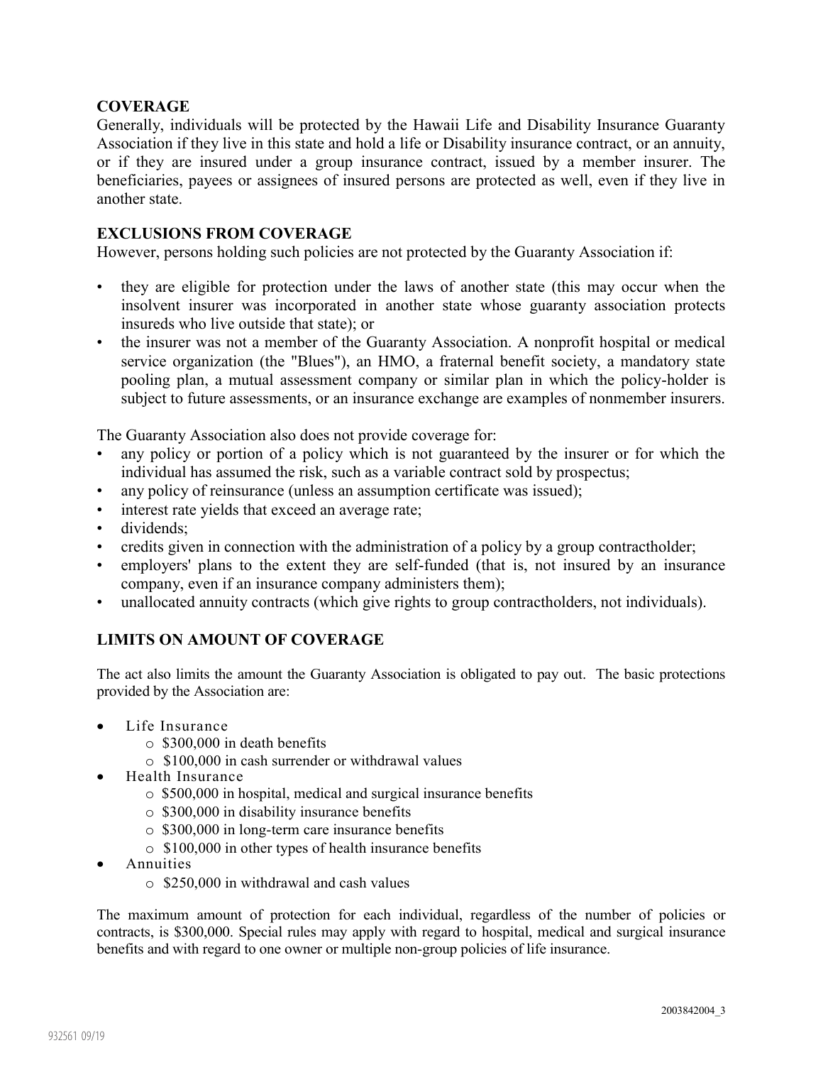## COVERAGE

Generally, individuals will be protected by the Hawaii Life and Disability Insurance Guaranty Association if they live in this state and hold a life or Disability insurance contract, or an annuity, or if they are insured under a group insurance contract, issued by a member insurer. The beneficiaries, payees or assignees of insured persons are protected as well, even if they live in another state.

## EXCLUSIONS FROM COVERAGE

However, persons holding such policies are not protected by the Guaranty Association if:

- they are eligible for protection under the laws of another state (this may occur when the insolvent insurer was incorporated in another state whose guaranty association protects insureds who live outside that state); or
- the insurer was not a member of the Guaranty Association. A nonprofit hospital or medical service organization (the "Blues"), an HMO, a fraternal benefit society, a mandatory state pooling plan, a mutual assessment company or similar plan in which the policy-holder is subject to future assessments, or an insurance exchange are examples of nonmember insurers.

The Guaranty Association also does not provide coverage for:

- any policy or portion of a policy which is not guaranteed by the insurer or for which the individual has assumed the risk, such as a variable contract sold by prospectus;
- any policy of reinsurance (unless an assumption certificate was issued);
- interest rate yields that exceed an average rate;
- dividends;
- credits given in connection with the administration of a policy by a group contractholder;
- employers' plans to the extent they are self-funded (that is, not insured by an insurance company, even if an insurance company administers them);
- unallocated annuity contracts (which give rights to group contractholders, not individuals).

## LIMITS ON AMOUNT OF COVERAGE

The act also limits the amount the Guaranty Association is obligated to pay out. The basic protections provided by the Association are:

- Life Insurance
  - $300,000 in death benefits
  - $100,000 in cash surrender or withdrawal values
- Health Insurance
  - $500,000 in hospital, medical and surgical insurance benefits
  - $300,000 in disability insurance benefits
  - $300,000 in long-term care insurance benefits
  - $100,000 in other types of health insurance benefits
- Annuities
  - $250,000 in withdrawal and cash values

The maximum amount of protection for each individual, regardless of the number of policies or contracts, is $300,000. Special rules may apply with regard to hospital, medical and surgical insurance benefits and with regard to one owner or multiple non-group policies of life insurance.

2003842004_3

932561 09/19